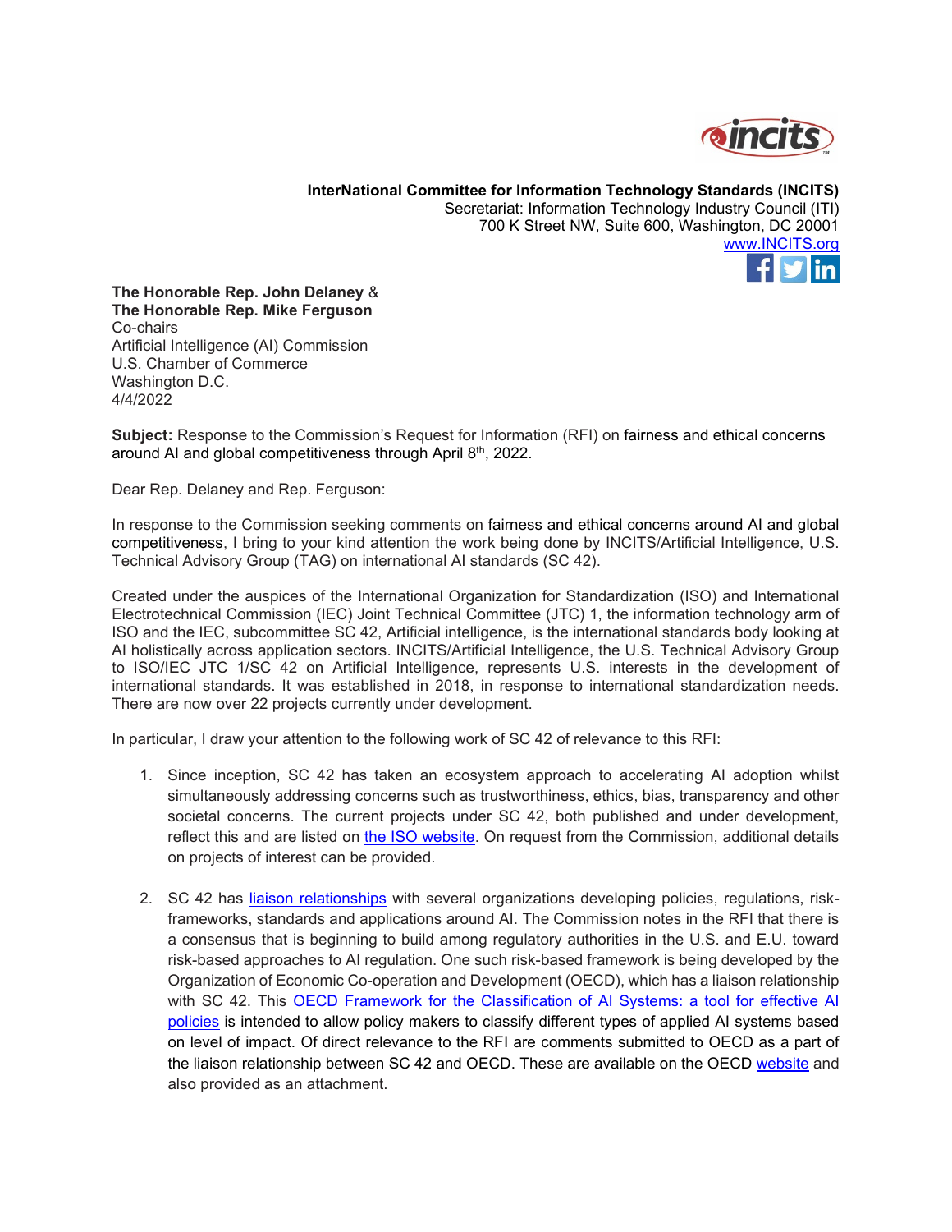**InterNational Committee for Information Technology Standards (INCITS)**
Secretariat: Information Technology Industry Council (ITI)
700 K Street NW, Suite 600, Washington, DC 20001
www.INCITS.org

**The Honorable Rep. John Delaney** &
**The Honorable Rep. Mike Ferguson**
Co-chairs
Artificial Intelligence (AI) Commission
U.S. Chamber of Commerce
Washington D.C.
4/4/2022

**Subject:** Response to the Commission's Request for Information (RFI) on fairness and ethical concerns around AI and global competitiveness through April 8th, 2022.

Dear Rep. Delaney and Rep. Ferguson:

In response to the Commission seeking comments on fairness and ethical concerns around AI and global competitiveness, I bring to your kind attention the work being done by INCITS/Artificial Intelligence, U.S. Technical Advisory Group (TAG) on international AI standards (SC 42).

Created under the auspices of the International Organization for Standardization (ISO) and International Electrotechnical Commission (IEC) Joint Technical Committee (JTC) 1, the information technology arm of ISO and the IEC, subcommittee SC 42, Artificial intelligence, is the international standards body looking at AI holistically across application sectors. INCITS/Artificial Intelligence, the U.S. Technical Advisory Group to ISO/IEC JTC 1/SC 42 on Artificial Intelligence, represents U.S. interests in the development of international standards. It was established in 2018, in response to international standardization needs. There are now over 22 projects currently under development.

In particular, I draw your attention to the following work of SC 42 of relevance to this RFI:

1. Since inception, SC 42 has taken an ecosystem approach to accelerating AI adoption whilst simultaneously addressing concerns such as trustworthiness, ethics, bias, transparency and other societal concerns. The current projects under SC 42, both published and under development, reflect this and are listed on the ISO website. On request from the Commission, additional details on projects of interest can be provided.

2. SC 42 has liaison relationships with several organizations developing policies, regulations, risk-frameworks, standards and applications around AI. The Commission notes in the RFI that there is a consensus that is beginning to build among regulatory authorities in the U.S. and E.U. toward risk-based approaches to AI regulation. One such risk-based framework is being developed by the Organization of Economic Co-operation and Development (OECD), which has a liaison relationship with SC 42. This OECD Framework for the Classification of AI Systems: a tool for effective AI policies is intended to allow policy makers to classify different types of applied AI systems based on level of impact. Of direct relevance to the RFI are comments submitted to OECD as a part of the liaison relationship between SC 42 and OECD. These are available on the OECD website and also provided as an attachment.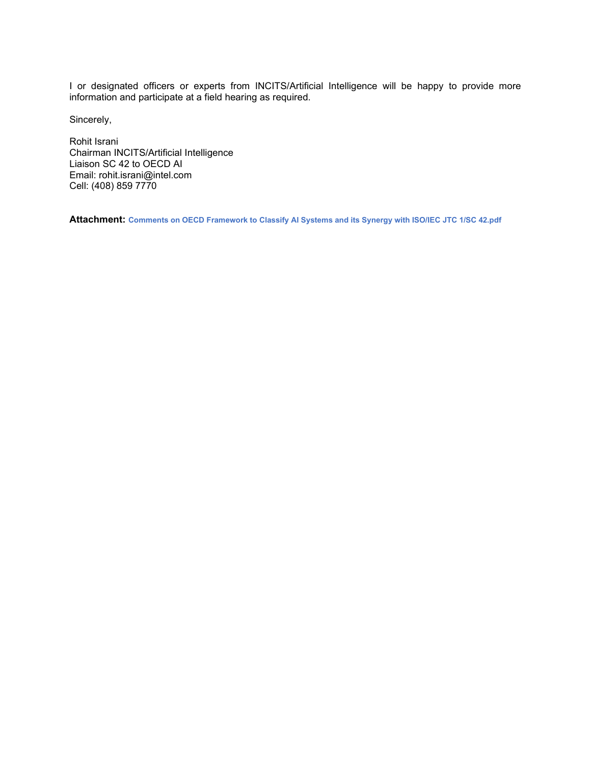I or designated officers or experts from INCITS/Artificial Intelligence will be happy to provide more information and participate at a field hearing as required.

Sincerely,

Rohit Israni  
Chairman INCITS/Artificial Intelligence  
Liaison SC 42 to OECD AI  
Email: rohit.israni@intel.com  
Cell: (408) 859 7770

**Attachment:** **Comments on OECD Framework to Classify AI Systems and its Synergy with ISO/IEC JTC 1/SC 42.pdf**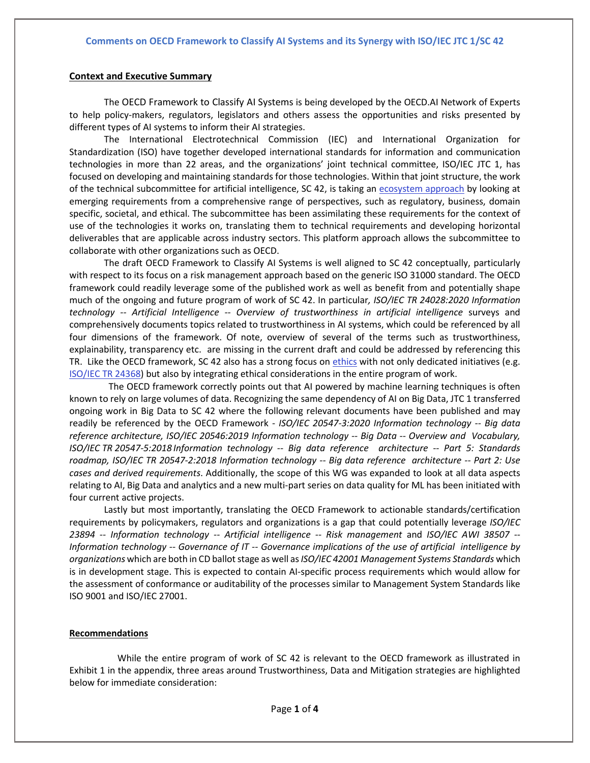### Comments on OECD Framework to Classify AI Systems and its Synergy with ISO/IEC JTC 1/SC 42

**Context and Executive Summary**

The OECD Framework to Classify AI Systems is being developed by the OECD.AI Network of Experts to help policy-makers, regulators, legislators and others assess the opportunities and risks presented by different types of AI systems to inform their AI strategies.

The International Electrotechnical Commission (IEC) and International Organization for Standardization (ISO) have together developed international standards for information and communication technologies in more than 22 areas, and the organizations' joint technical committee, ISO/IEC JTC 1, has focused on developing and maintaining standards for those technologies. Within that joint structure, the work of the technical subcommittee for artificial intelligence, SC 42, is taking an ecosystem approach by looking at emerging requirements from a comprehensive range of perspectives, such as regulatory, business, domain specific, societal, and ethical. The subcommittee has been assimilating these requirements for the context of use of the technologies it works on, translating them to technical requirements and developing horizontal deliverables that are applicable across industry sectors. This platform approach allows the subcommittee to collaborate with other organizations such as OECD.

The draft OECD Framework to Classify AI Systems is well aligned to SC 42 conceptually, particularly with respect to its focus on a risk management approach based on the generic ISO 31000 standard. The OECD framework could readily leverage some of the published work as well as benefit from and potentially shape much of the ongoing and future program of work of SC 42. In particular*, ISO/IEC TR 24028:2020 Information technology -- Artificial Intelligence -- Overview of trustworthiness in artificial intelligence* surveys and comprehensively documents topics related to trustworthiness in AI systems, which could be referenced by all four dimensions of the framework. Of note, overview of several of the terms such as trustworthiness, explainability, transparency etc. are missing in the current draft and could be addressed by referencing this TR. Like the OECD framework, SC 42 also has a strong focus on ethics with not only dedicated initiatives (e.g. ISO/IEC TR 24368) but also by integrating ethical considerations in the entire program of work.

The OECD framework correctly points out that AI powered by machine learning techniques is often known to rely on large volumes of data. Recognizing the same dependency of AI on Big Data, JTC 1 transferred ongoing work in Big Data to SC 42 where the following relevant documents have been published and may readily be referenced by the OECD Framework - *ISO/IEC 20547-3:2020 Information technology -- Big data reference architecture, ISO/IEC 20546:2019 Information technology -- Big Data -- Overview and Vocabulary, ISO/IEC TR 20547-5:2018 Information technology -- Big data reference architecture -- Part 5: Standards roadmap, ISO/IEC TR 20547-2:2018 Information technology -- Big data reference architecture -- Part 2: Use cases and derived requirements*. Additionally, the scope of this WG was expanded to look at all data aspects relating to AI, Big Data and analytics and a new multi-part series on data quality for ML has been initiated with four current active projects.

Lastly but most importantly, translating the OECD Framework to actionable standards/certification requirements by policymakers, regulators and organizations is a gap that could potentially leverage *ISO/IEC 23894 -- Information technology -- Artificial intelligence -- Risk management* and *ISO/IEC AWI 38507 -- Information technology -- Governance of IT -- Governance implications of the use of artificial intelligence by organizations* which are both in CD ballot stage as well as *ISO/IEC 42001 Management Systems Standards* which is in development stage. This is expected to contain AI-specific process requirements which would allow for the assessment of conformance or auditability of the processes similar to Management System Standards like ISO 9001 and ISO/IEC 27001.

**Recommendations**

While the entire program of work of SC 42 is relevant to the OECD framework as illustrated in Exhibit 1 in the appendix, three areas around Trustworthiness, Data and Mitigation strategies are highlighted below for immediate consideration: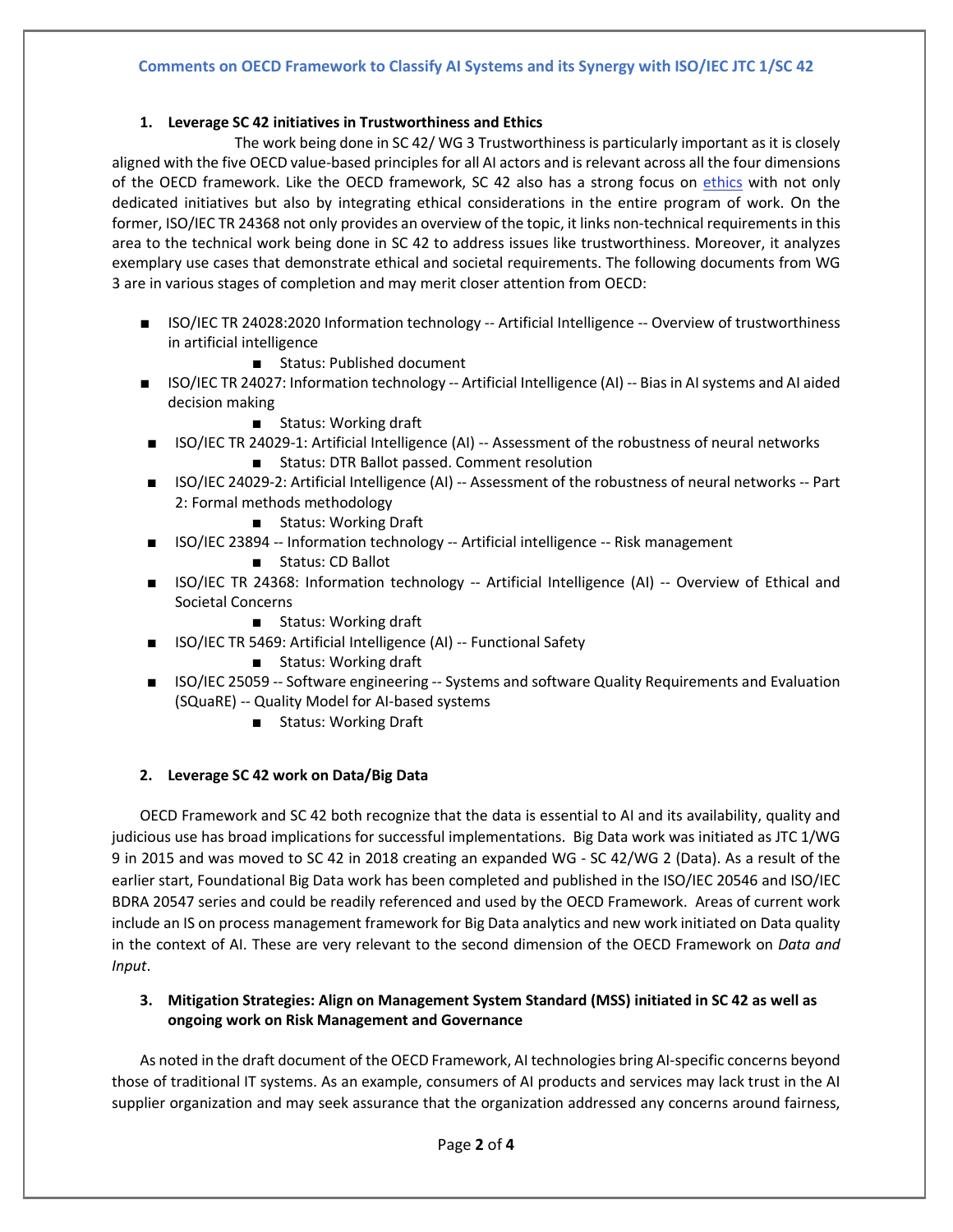### Comments on OECD Framework to Classify AI Systems and its Synergy with ISO/IEC JTC 1/SC 42

1. **Leverage SC 42 initiatives in Trustworthiness and Ethics**

The work being done in SC 42/ WG 3 Trustworthiness is particularly important as it is closely aligned with the five OECD value-based principles for all AI actors and is relevant across all the four dimensions of the OECD framework. Like the OECD framework, SC 42 also has a strong focus on [ethics](ethics) with not only dedicated initiatives but also by integrating ethical considerations in the entire program of work. On the former, ISO/IEC TR 24368 not only provides an overview of the topic, it links non-technical requirements in this area to the technical work being done in SC 42 to address issues like trustworthiness. Moreover, it analyzes exemplary use cases that demonstrate ethical and societal requirements. The following documents from WG 3 are in various stages of completion and may merit closer attention from OECD:

- ISO/IEC TR 24028:2020 Information technology -- Artificial Intelligence -- Overview of trustworthiness in artificial intelligence
  - Status: Published document
- ISO/IEC TR 24027: Information technology -- Artificial Intelligence (AI) -- Bias in AI systems and AI aided decision making
  - Status: Working draft
- ISO/IEC TR 24029-1: Artificial Intelligence (AI) -- Assessment of the robustness of neural networks
  - Status: DTR Ballot passed. Comment resolution
- ISO/IEC 24029-2: Artificial Intelligence (AI) -- Assessment of the robustness of neural networks -- Part 2: Formal methods methodology
  - Status: Working Draft
- ISO/IEC 23894 -- Information technology -- Artificial intelligence -- Risk management
  - Status: CD Ballot
- ISO/IEC TR 24368: Information technology -- Artificial Intelligence (AI) -- Overview of Ethical and Societal Concerns
  - Status: Working draft
- ISO/IEC TR 5469: Artificial Intelligence (AI) -- Functional Safety
  - Status: Working draft
- ISO/IEC 25059 -- Software engineering -- Systems and software Quality Requirements and Evaluation (SQuaRE) -- Quality Model for AI-based systems
  - Status: Working Draft

2. **Leverage SC 42 work on Data/Big Data**

OECD Framework and SC 42 both recognize that the data is essential to AI and its availability, quality and judicious use has broad implications for successful implementations. Big Data work was initiated as JTC 1/WG 9 in 2015 and was moved to SC 42 in 2018 creating an expanded WG - SC 42/WG 2 (Data). As a result of the earlier start, Foundational Big Data work has been completed and published in the ISO/IEC 20546 and ISO/IEC BDRA 20547 series and could be readily referenced and used by the OECD Framework. Areas of current work include an IS on process management framework for Big Data analytics and new work initiated on Data quality in the context of AI. These are very relevant to the second dimension of the OECD Framework on *Data and Input*.

3. **Mitigation Strategies: Align on Management System Standard (MSS) initiated in SC 42 as well as ongoing work on Risk Management and Governance**

As noted in the draft document of the OECD Framework, AI technologies bring AI-specific concerns beyond those of traditional IT systems. As an example, consumers of AI products and services may lack trust in the AI supplier organization and may seek assurance that the organization addressed any concerns around fairness,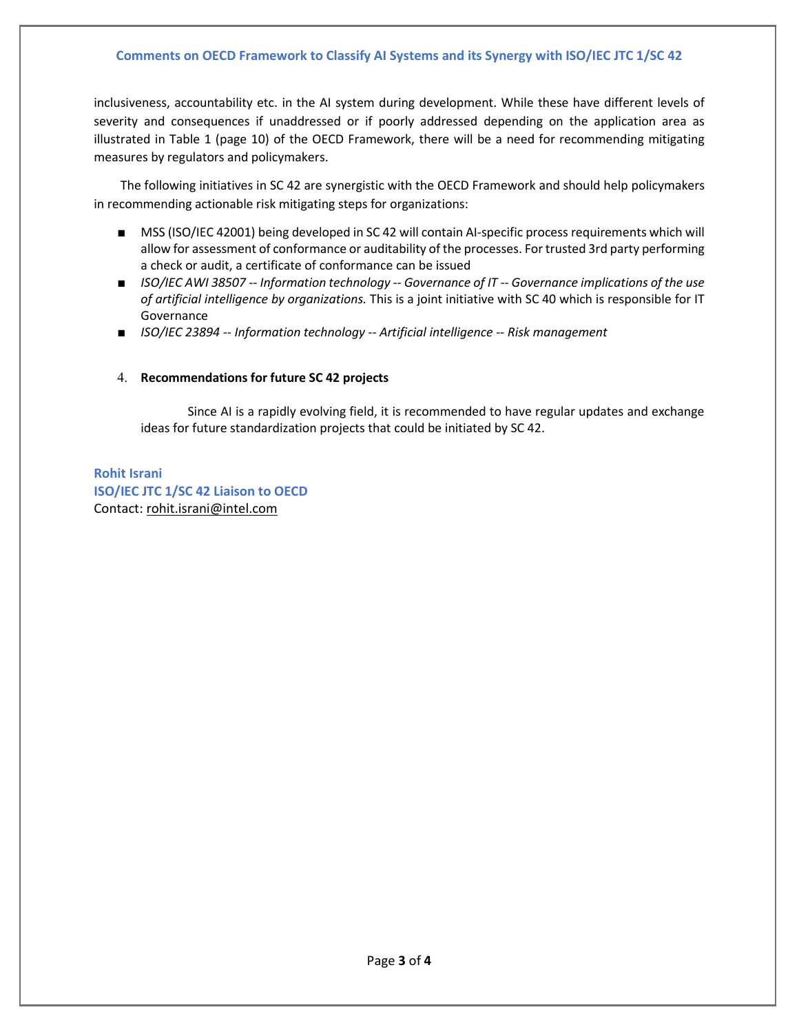inclusiveness, accountability etc. in the AI system during development. While these have different levels of severity and consequences if unaddressed or if poorly addressed depending on the application area as illustrated in Table 1 (page 10) of the OECD Framework, there will be a need for recommending mitigating measures by regulators and policymakers.

The following initiatives in SC 42 are synergistic with the OECD Framework and should help policymakers in recommending actionable risk mitigating steps for organizations:

- MSS (ISO/IEC 42001) being developed in SC 42 will contain AI-specific process requirements which will allow for assessment of conformance or auditability of the processes. For trusted 3rd party performing a check or audit, a certificate of conformance can be issued
- *ISO/IEC AWI 38507 -- Information technology -- Governance of IT -- Governance implications of the use of artificial intelligence by organizations.* This is a joint initiative with SC 40 which is responsible for IT Governance
- *ISO/IEC 23894 -- Information technology -- Artificial intelligence -- Risk management*

4. **Recommendations for future SC 42 projects**

Since AI is a rapidly evolving field, it is recommended to have regular updates and exchange ideas for future standardization projects that could be initiated by SC 42.

**Rohit Israni**
**ISO/IEC JTC 1/SC 42 Liaison to OECD**
Contact: rohit.israni@intel.com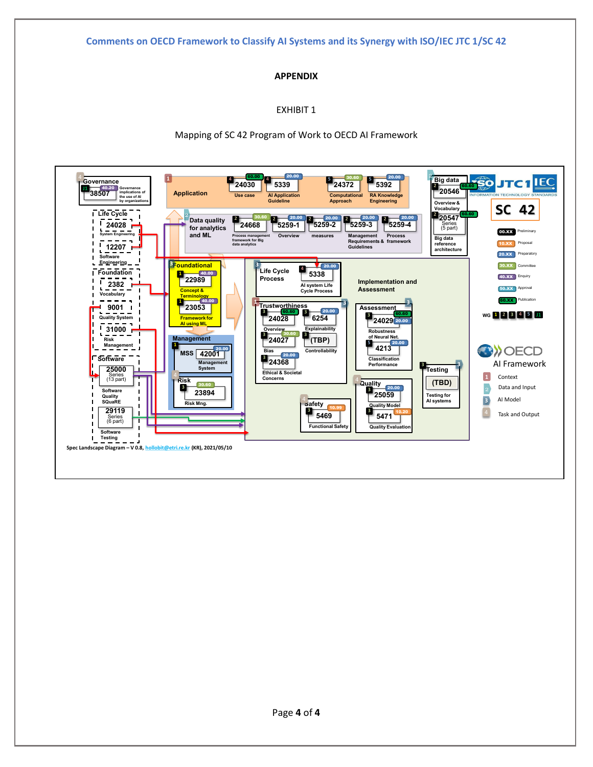**Comments on OECD Framework to Classify AI Systems and its Synergy with ISO/IEC JTC 1/SC 42**

**APPENDIX**

EXHIBIT 1

Mapping of SC 42 Program of Work to OECD AI Framework

Governance
J1 38507 40.20 Governance implications of the use of AI by organizations

Life Cycle
24028 System Engineering
12207 Software Engineering

Foundation
2382 Vocabulary
9001 Quality System
31000 Risk Management

Software
25000 Series (13 part) Software Quality SQuaRE
29119 Series (6 part) Software Testing

1 Application
4 24030 60.00 Use case
4 5339 20.00 AI Application Guideline
5 24372 30.60 Computational Approach
5 5392 20.00 RA Knowledge Engineering

2 Data quality for analytics and ML
2 24668 30.60 Process management framework for Big data analytics
2 5259-1 20.00 Overview
2 5259-2 20.00 measures
2 5259-3 20.00 Management Requirements & Guidelines
2 5259-4 20.00 Process framework

Big data
2 20546 60.60 Overview & Vocabulary
2 20547 60.60 Series (5 part) Big data reference architecture

ISO JTC 1 IEC INFORMATION TECHNOLOGY STANDARDS
SC 42

00.XX Preliminary
10.XX Proposal
20.XX Preparatory
30.XX Committee
40.XX Enquiry
50.XX Approval
60.XX Publication

WG 1 2 3 4 5 J1

3 Foundational
1 22989 40.00 Concept & Terminology
1 23053 40.00 Framework for AI using ML

Management
1 MSS 42001 20.00 Management System
4 Risk
3 23894 30.60 Risk Mng.

3 Life Cycle Process
4 5338 20.00 AI system Life Cycle Process

Implementation and Assessment

1 Trustworthiness
3 24028 60.60 Overview
3 6254 20.00 Explainability
3 24027 30.60 Bias
3 (TBP) Controllability
3 24368 20.00 Ethical & Societal Concerns

3 Assessment
3 24029 60.60 20.00 Robustness of Neural Net.
5 4213 20.00 Classification Performance

4 Safety
3 5469 10.99 Functional Safety

4 Quality
3 25059 20.00 Quality Model
3 5471 10.20 Quality Evaluation

3 Testing
(TBD) Testing for AI systems

OECD AI Framework
1 Context
2 Data and Input
3 AI Model
4 Task and Output

Spec Landscape Diagram – V 0.8, hollobit@etri.re.kr (KR), 2021/05/10